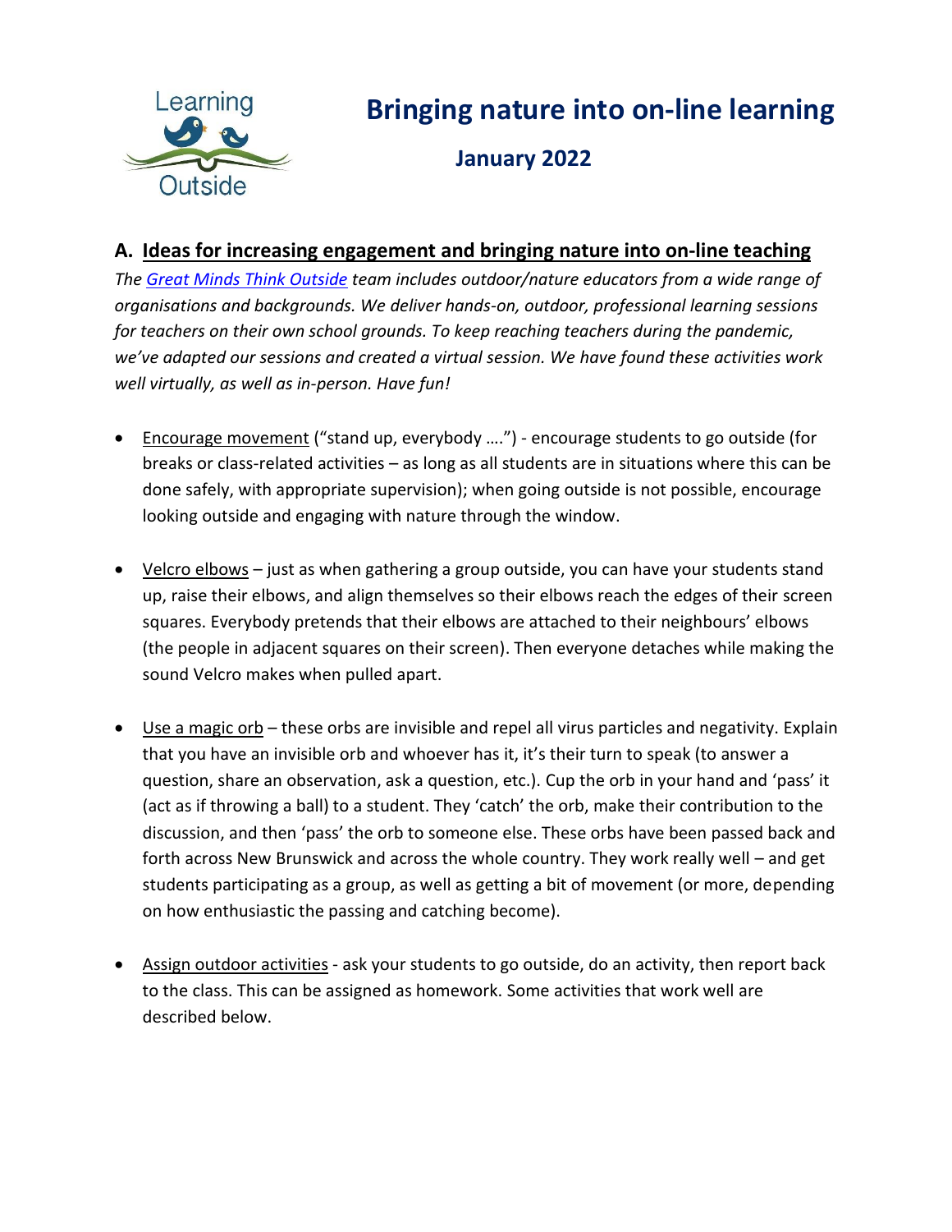# Bringing nature into on-line learning

## January 2022

## A. Ideas for increasing engagement and bringing nature into on-line teaching

*The [Great Minds Think Outside](#) team includes outdoor/nature educators from a wide range of organisations and backgrounds. We deliver hands-on, outdoor, professional learning sessions for teachers on their own school grounds. To keep reaching teachers during the pandemic, we've adapted our sessions and created a virtual session. We have found these activities work well virtually, as well as in-person. Have fun!*

- Encourage movement ("stand up, everybody ….") - encourage students to go outside (for breaks or class-related activities – as long as all students are in situations where this can be done safely, with appropriate supervision); when going outside is not possible, encourage looking outside and engaging with nature through the window.

- Velcro elbows – just as when gathering a group outside, you can have your students stand up, raise their elbows, and align themselves so their elbows reach the edges of their screen squares. Everybody pretends that their elbows are attached to their neighbours' elbows (the people in adjacent squares on their screen). Then everyone detaches while making the sound Velcro makes when pulled apart.

- Use a magic orb – these orbs are invisible and repel all virus particles and negativity. Explain that you have an invisible orb and whoever has it, it's their turn to speak (to answer a question, share an observation, ask a question, etc.). Cup the orb in your hand and 'pass' it (act as if throwing a ball) to a student. They 'catch' the orb, make their contribution to the discussion, and then 'pass' the orb to someone else. These orbs have been passed back and forth across New Brunswick and across the whole country. They work really well – and get students participating as a group, as well as getting a bit of movement (or more, depending on how enthusiastic the passing and catching become).

- Assign outdoor activities - ask your students to go outside, do an activity, then report back to the class. This can be assigned as homework. Some activities that work well are described below.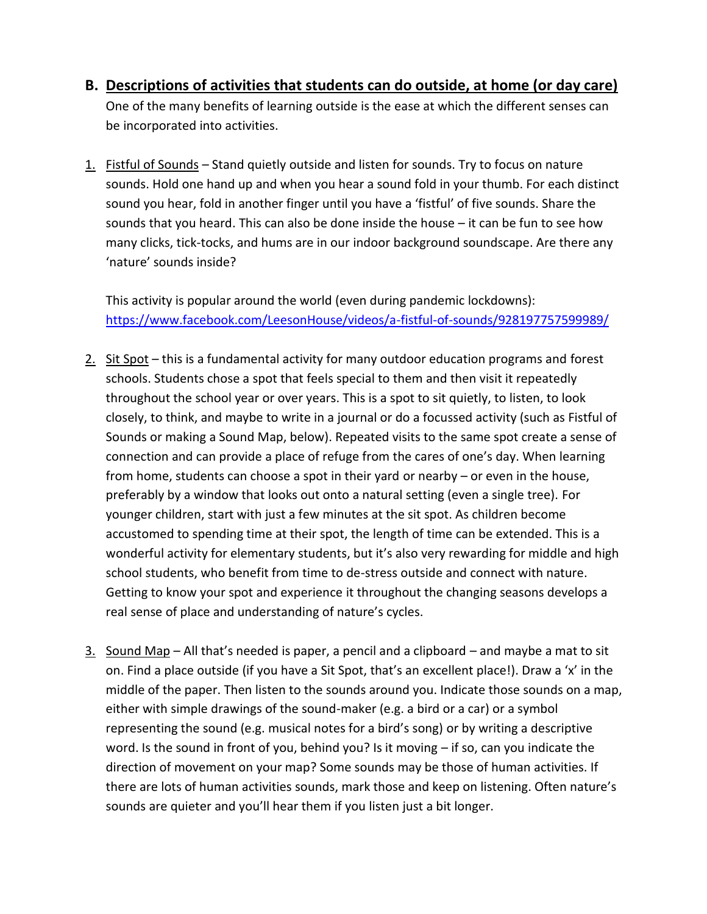## B. Descriptions of activities that students can do outside, at home (or day care)

One of the many benefits of learning outside is the ease at which the different senses can be incorporated into activities.

1. Fistful of Sounds – Stand quietly outside and listen for sounds. Try to focus on nature sounds. Hold one hand up and when you hear a sound fold in your thumb. For each distinct sound you hear, fold in another finger until you have a 'fistful' of five sounds. Share the sounds that you heard. This can also be done inside the house – it can be fun to see how many clicks, tick-tocks, and hums are in our indoor background soundscape. Are there any 'nature' sounds inside?

   This activity is popular around the world (even during pandemic lockdowns): https://www.facebook.com/LeesonHouse/videos/a-fistful-of-sounds/928197757599989/

2. Sit Spot – this is a fundamental activity for many outdoor education programs and forest schools. Students chose a spot that feels special to them and then visit it repeatedly throughout the school year or over years. This is a spot to sit quietly, to listen, to look closely, to think, and maybe to write in a journal or do a focussed activity (such as Fistful of Sounds or making a Sound Map, below). Repeated visits to the same spot create a sense of connection and can provide a place of refuge from the cares of one's day. When learning from home, students can choose a spot in their yard or nearby – or even in the house, preferably by a window that looks out onto a natural setting (even a single tree). For younger children, start with just a few minutes at the sit spot. As children become accustomed to spending time at their spot, the length of time can be extended. This is a wonderful activity for elementary students, but it's also very rewarding for middle and high school students, who benefit from time to de-stress outside and connect with nature. Getting to know your spot and experience it throughout the changing seasons develops a real sense of place and understanding of nature's cycles.

3. Sound Map – All that's needed is paper, a pencil and a clipboard – and maybe a mat to sit on. Find a place outside (if you have a Sit Spot, that's an excellent place!). Draw a 'x' in the middle of the paper. Then listen to the sounds around you. Indicate those sounds on a map, either with simple drawings of the sound-maker (e.g. a bird or a car) or a symbol representing the sound (e.g. musical notes for a bird's song) or by writing a descriptive word. Is the sound in front of you, behind you? Is it moving – if so, can you indicate the direction of movement on your map? Some sounds may be those of human activities. If there are lots of human activities sounds, mark those and keep on listening. Often nature's sounds are quieter and you'll hear them if you listen just a bit longer.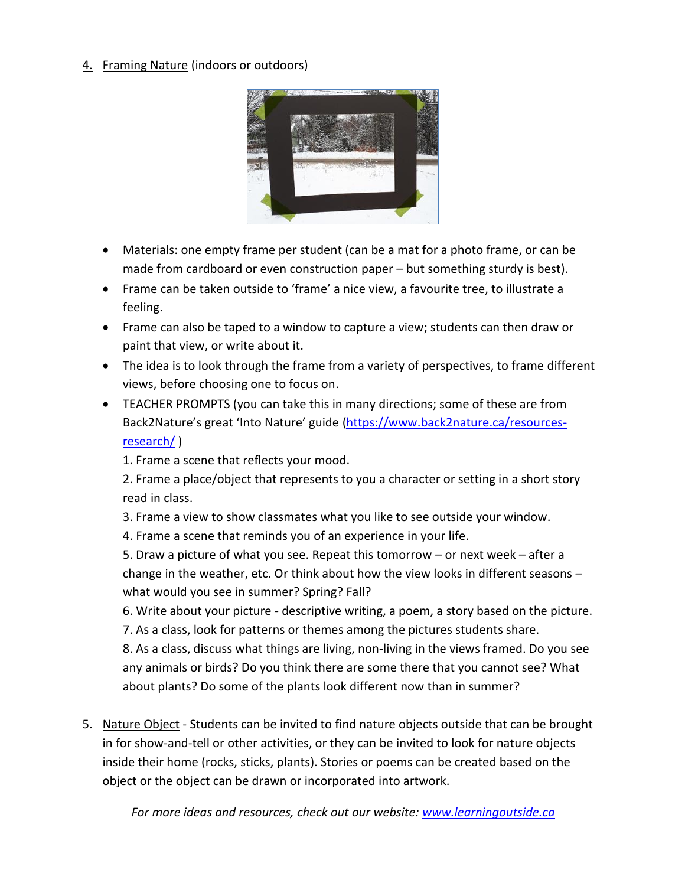4. <u>Framing Nature</u> (indoors or outdoors)

- Materials: one empty frame per student (can be a mat for a photo frame, or can be made from cardboard or even construction paper – but something sturdy is best).
- Frame can be taken outside to 'frame' a nice view, a favourite tree, to illustrate a feeling.
- Frame can also be taped to a window to capture a view; students can then draw or paint that view, or write about it.
- The idea is to look through the frame from a variety of perspectives, to frame different views, before choosing one to focus on.
- TEACHER PROMPTS (you can take this in many directions; some of these are from Back2Nature's great 'Into Nature' guide ([https://www.back2nature.ca/resources-research/](https://www.back2nature.ca/resources-research/) )

  1. Frame a scene that reflects your mood.
  2. Frame a place/object that represents to you a character or setting in a short story read in class.
  3. Frame a view to show classmates what you like to see outside your window.
  4. Frame a scene that reminds you of an experience in your life.
  5. Draw a picture of what you see. Repeat this tomorrow – or next week – after a change in the weather, etc. Or think about how the view looks in different seasons – what would you see in summer? Spring? Fall?
  6. Write about your picture - descriptive writing, a poem, a story based on the picture.
  7. As a class, look for patterns or themes among the pictures students share.
  8. As a class, discuss what things are living, non-living in the views framed. Do you see any animals or birds? Do you think there are some there that you cannot see? What about plants? Do some of the plants look different now than in summer?

5. <u>Nature Object</u> - Students can be invited to find nature objects outside that can be brought in for show-and-tell or other activities, or they can be invited to look for nature objects inside their home (rocks, sticks, plants). Stories or poems can be created based on the object or the object can be drawn or incorporated into artwork.

*For more ideas and resources, check out our website: [www.learningoutside.ca](http://www.learningoutside.ca)*